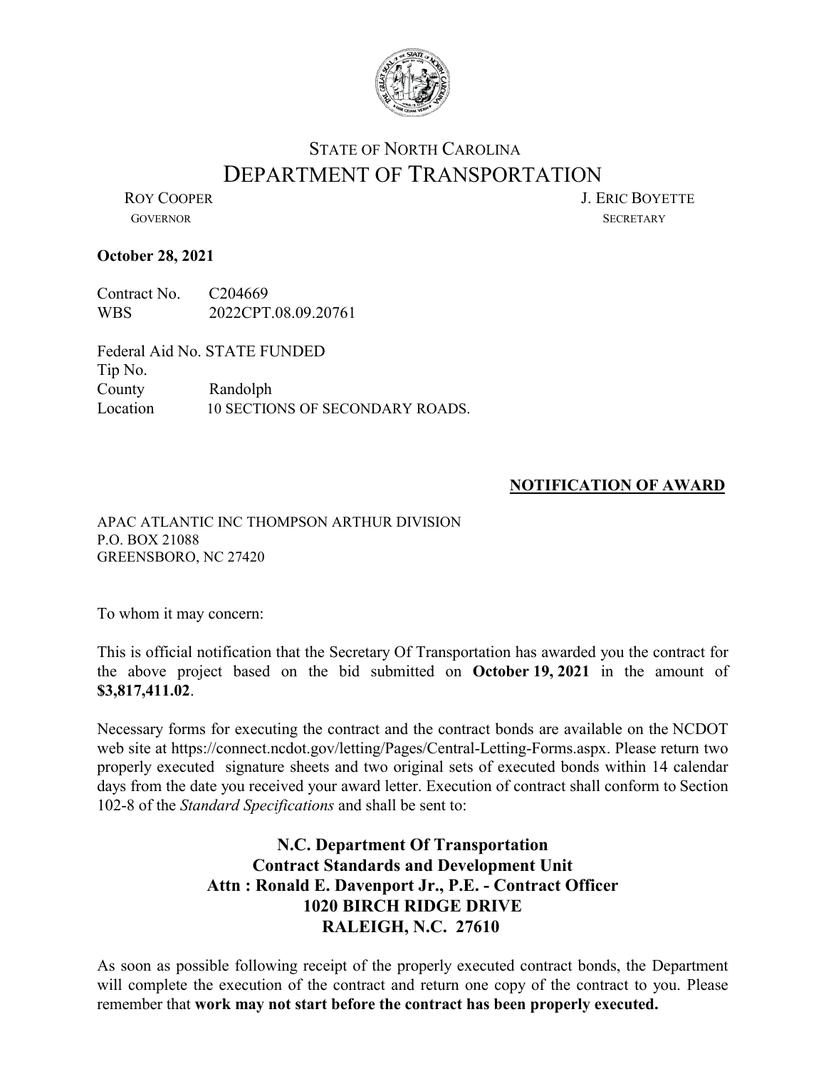STATE OF NORTH CAROLINA

# DEPARTMENT OF TRANSPORTATION

ROY COOPER
GOVERNOR

J. ERIC BOYETTE
SECRETARY

**October 28, 2021**

Contract No. C204669
WBS 2022CPT.08.09.20761

Federal Aid No. STATE FUNDED
Tip No.
County Randolph
Location 10 SECTIONS OF SECONDARY ROADS.

**NOTIFICATION OF AWARD**

APAC ATLANTIC INC THOMPSON ARTHUR DIVISION
P.O. BOX 21088
GREENSBORO, NC 27420

To whom it may concern:

This is official notification that the Secretary Of Transportation has awarded you the contract for the above project based on the bid submitted on **October 19, 2021** in the amount of **$3,817,411.02**.

Necessary forms for executing the contract and the contract bonds are available on the NCDOT web site at https://connect.ncdot.gov/letting/Pages/Central-Letting-Forms.aspx. Please return two properly executed signature sheets and two original sets of executed bonds within 14 calendar days from the date you received your award letter. Execution of contract shall conform to Section 102-8 of the *Standard Specifications* and shall be sent to:

**N.C. Department Of Transportation**
**Contract Standards and Development Unit**
**Attn : Ronald E. Davenport Jr., P.E. - Contract Officer**
**1020 BIRCH RIDGE DRIVE**
**RALEIGH, N.C. 27610**

As soon as possible following receipt of the properly executed contract bonds, the Department will complete the execution of the contract and return one copy of the contract to you. Please remember that **work may not start before the contract has been properly executed.**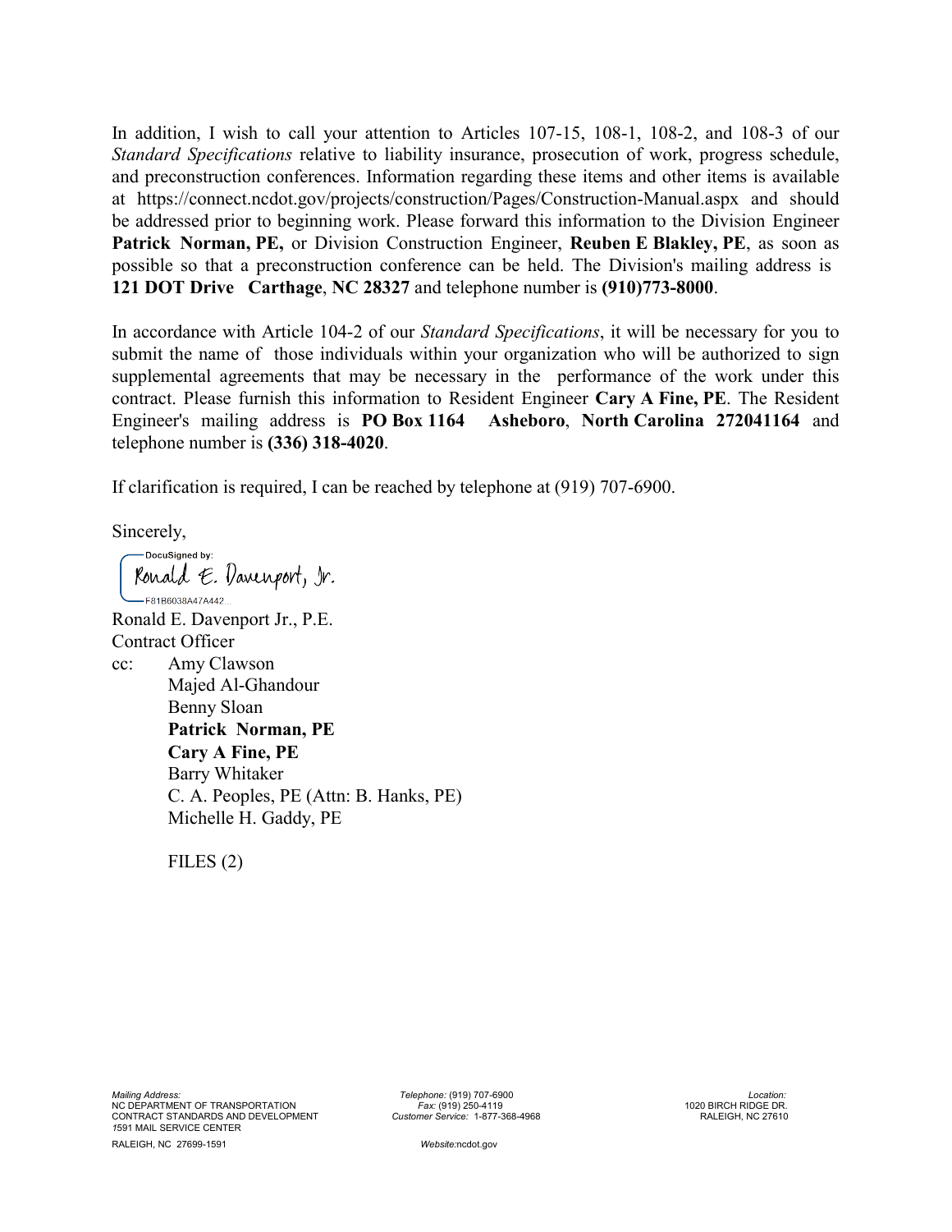In addition, I wish to call your attention to Articles 107-15, 108-1, 108-2, and 108-3 of our *Standard Specifications* relative to liability insurance, prosecution of work, progress schedule, and preconstruction conferences. Information regarding these items and other items is available at https://connect.ncdot.gov/projects/construction/Pages/Construction-Manual.aspx and should be addressed prior to beginning work. Please forward this information to the Division Engineer **Patrick Norman, PE,** or Division Construction Engineer, **Reuben E Blakley, PE**, as soon as possible so that a preconstruction conference can be held. The Division's mailing address is **121 DOT Drive Carthage**, **NC 28327** and telephone number is **(910)773-8000**.

In accordance with Article 104-2 of our *Standard Specifications*, it will be necessary for you to submit the name of those individuals within your organization who will be authorized to sign supplemental agreements that may be necessary in the performance of the work under this contract. Please furnish this information to Resident Engineer **Cary A Fine, PE**. The Resident Engineer's mailing address is **PO Box 1164 Asheboro**, **North Carolina 272041164** and telephone number is **(336) 318-4020**.

If clarification is required, I can be reached by telephone at (919) 707-6900.

Sincerely,

DocuSigned by:
Ronald E. Davenport, Jr.
F81B6038A47A442...

Ronald E. Davenport Jr., P.E.
Contract Officer

cc: Amy Clawson
Majed Al-Ghandour
Benny Sloan
**Patrick Norman, PE**
**Cary A Fine, PE**
Barry Whitaker
C. A. Peoples, PE (Attn: B. Hanks, PE)
Michelle H. Gaddy, PE

FILES (2)

*Mailing Address:*
NC DEPARTMENT OF TRANSPORTATION
CONTRACT STANDARDS AND DEVELOPMENT
1591 MAIL SERVICE CENTER
RALEIGH, NC 27699-1591

*Telephone:* (919) 707-6900
*Fax:* (919) 250-4119
*Customer Service:* 1-877-368-4968

*Website:*ncdot.gov

*Location:*
1020 BIRCH RIDGE DR.
RALEIGH, NC 27610